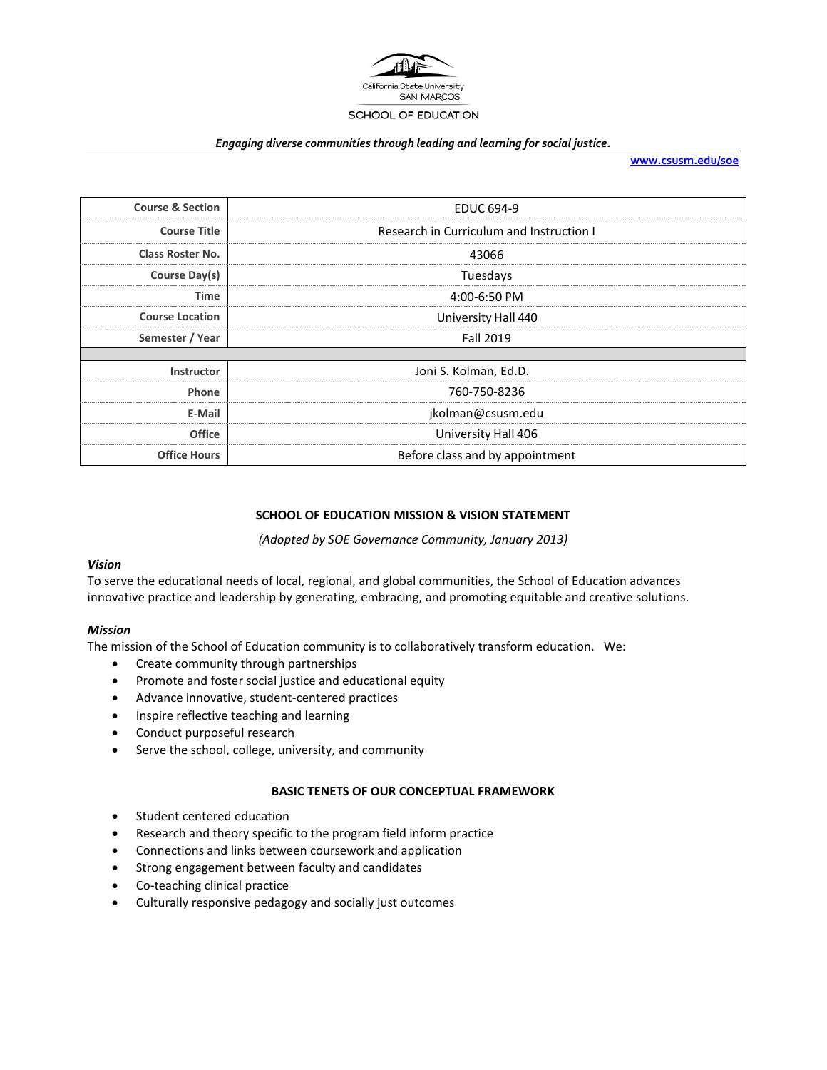California State University
SAN MARCOS

SCHOOL OF EDUCATION

*Engaging diverse communities through leading and learning for social justice.*

**www.csusm.edu/soe**

| | |
|---|---|
| **Course & Section** | EDUC 694-9 |
| **Course Title** | Research in Curriculum and Instruction I |
| **Class Roster No.** | 43066 |
| **Course Day(s)** | Tuesdays |
| **Time** | 4:00-6:50 PM |
| **Course Location** | University Hall 440 |
| **Semester / Year** | Fall 2019 |
| | |
| **Instructor** | Joni S. Kolman, Ed.D. |
| **Phone** | 760-750-8236 |
| **E-Mail** | jkolman@csusm.edu |
| **Office** | University Hall 406 |
| **Office Hours** | Before class and by appointment |

## SCHOOL OF EDUCATION MISSION & VISION STATEMENT

*(Adopted by SOE Governance Community, January 2013)*

### *Vision*

To serve the educational needs of local, regional, and global communities, the School of Education advances innovative practice and leadership by generating, embracing, and promoting equitable and creative solutions.

### *Mission*

The mission of the School of Education community is to collaboratively transform education. We:

- Create community through partnerships
- Promote and foster social justice and educational equity
- Advance innovative, student-centered practices
- Inspire reflective teaching and learning
- Conduct purposeful research
- Serve the school, college, university, and community

## BASIC TENETS OF OUR CONCEPTUAL FRAMEWORK

- Student centered education
- Research and theory specific to the program field inform practice
- Connections and links between coursework and application
- Strong engagement between faculty and candidates
- Co-teaching clinical practice
- Culturally responsive pedagogy and socially just outcomes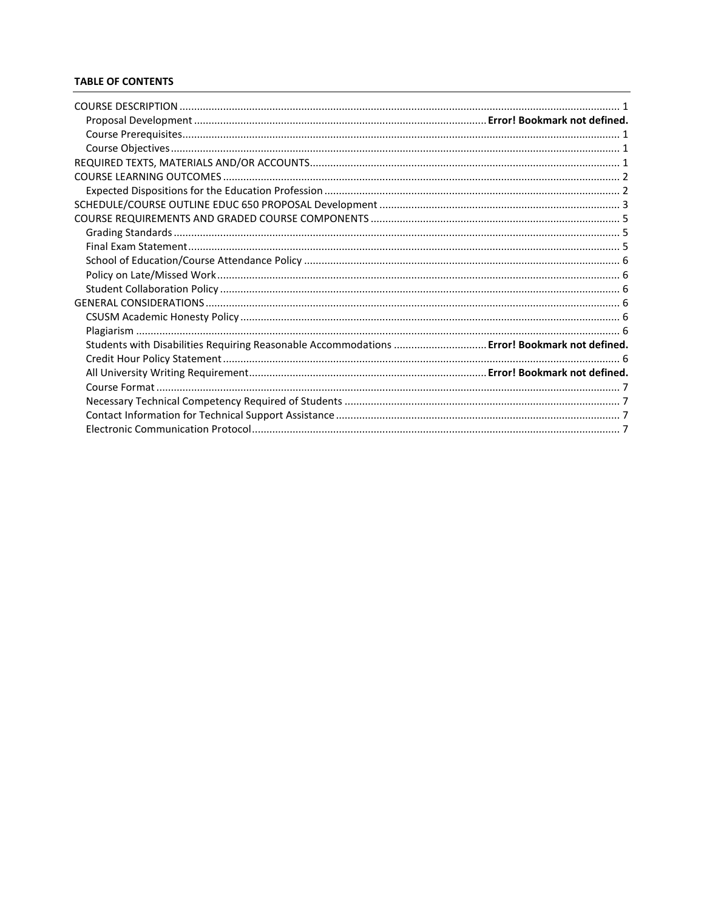**TABLE OF CONTENTS**

COURSE DESCRIPTION ........................................................ 1
- Proposal Development ........................................................ **Error! Bookmark not defined.**
- Course Prerequisites ........................................................ 1
- Course Objectives ........................................................ 1

REQUIRED TEXTS, MATERIALS AND/OR ACCOUNTS ........................................................ 1

COURSE LEARNING OUTCOMES ........................................................ 2
- Expected Dispositions for the Education Profession ........................................................ 2

SCHEDULE/COURSE OUTLINE EDUC 650 PROPOSAL Development ........................................................ 3

COURSE REQUIREMENTS AND GRADED COURSE COMPONENTS ........................................................ 5
- Grading Standards ........................................................ 5
- Final Exam Statement ........................................................ 5
- School of Education/Course Attendance Policy ........................................................ 6
- Policy on Late/Missed Work ........................................................ 6
- Student Collaboration Policy ........................................................ 6

GENERAL CONSIDERATIONS ........................................................ 6
- CSUSM Academic Honesty Policy ........................................................ 6
- Plagiarism ........................................................ 6
- Students with Disabilities Requiring Reasonable Accommodations ........................................................ **Error! Bookmark not defined.**
- Credit Hour Policy Statement ........................................................ 6
- All University Writing Requirement ........................................................ **Error! Bookmark not defined.**
- Course Format ........................................................ 7
- Necessary Technical Competency Required of Students ........................................................ 7
- Contact Information for Technical Support Assistance ........................................................ 7
- Electronic Communication Protocol ........................................................ 7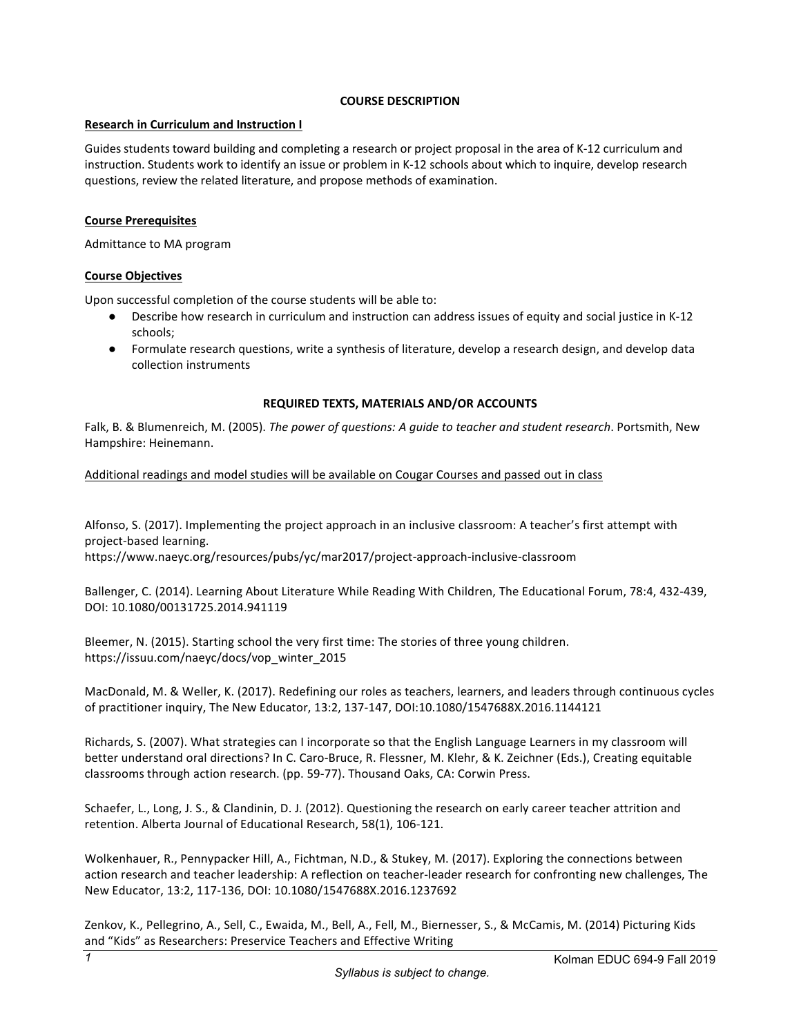## COURSE DESCRIPTION

### Research in Curriculum and Instruction I

Guides students toward building and completing a research or project proposal in the area of K-12 curriculum and instruction. Students work to identify an issue or problem in K-12 schools about which to inquire, develop research questions, review the related literature, and propose methods of examination.

### Course Prerequisites

Admittance to MA program

### Course Objectives

Upon successful completion of the course students will be able to:

- Describe how research in curriculum and instruction can address issues of equity and social justice in K-12 schools;
- Formulate research questions, write a synthesis of literature, develop a research design, and develop data collection instruments

## REQUIRED TEXTS, MATERIALS AND/OR ACCOUNTS

Falk, B. & Blumenreich, M. (2005). *The power of questions: A guide to teacher and student research*. Portsmith, New Hampshire: Heinemann.

Additional readings and model studies will be available on Cougar Courses and passed out in class

Alfonso, S. (2017). Implementing the project approach in an inclusive classroom: A teacher's first attempt with project-based learning.
https://www.naeyc.org/resources/pubs/yc/mar2017/project-approach-inclusive-classroom

Ballenger, C. (2014). Learning About Literature While Reading With Children, The Educational Forum, 78:4, 432-439, DOI: 10.1080/00131725.2014.941119

Bleemer, N. (2015). Starting school the very first time: The stories of three young children.
https://issuu.com/naeyc/docs/vop_winter_2015

MacDonald, M. & Weller, K. (2017). Redefining our roles as teachers, learners, and leaders through continuous cycles of practitioner inquiry, The New Educator, 13:2, 137-147, DOI:10.1080/1547688X.2016.1144121

Richards, S. (2007). What strategies can I incorporate so that the English Language Learners in my classroom will better understand oral directions? In C. Caro-Bruce, R. Flessner, M. Klehr, & K. Zeichner (Eds.), Creating equitable classrooms through action research. (pp. 59-77). Thousand Oaks, CA: Corwin Press.

Schaefer, L., Long, J. S., & Clandinin, D. J. (2012). Questioning the research on early career teacher attrition and retention. Alberta Journal of Educational Research, 58(1), 106-121.

Wolkenhauer, R., Pennypacker Hill, A., Fichtman, N.D., & Stukey, M. (2017). Exploring the connections between action research and teacher leadership: A reflection on teacher-leader research for confronting new challenges, The New Educator, 13:2, 117-136, DOI: 10.1080/1547688X.2016.1237692

Zenkov, K., Pellegrino, A., Sell, C., Ewaida, M., Bell, A., Fell, M., Biernesser, S., & McCamis, M. (2014) Picturing Kids and "Kids" as Researchers: Preservice Teachers and Effective Writing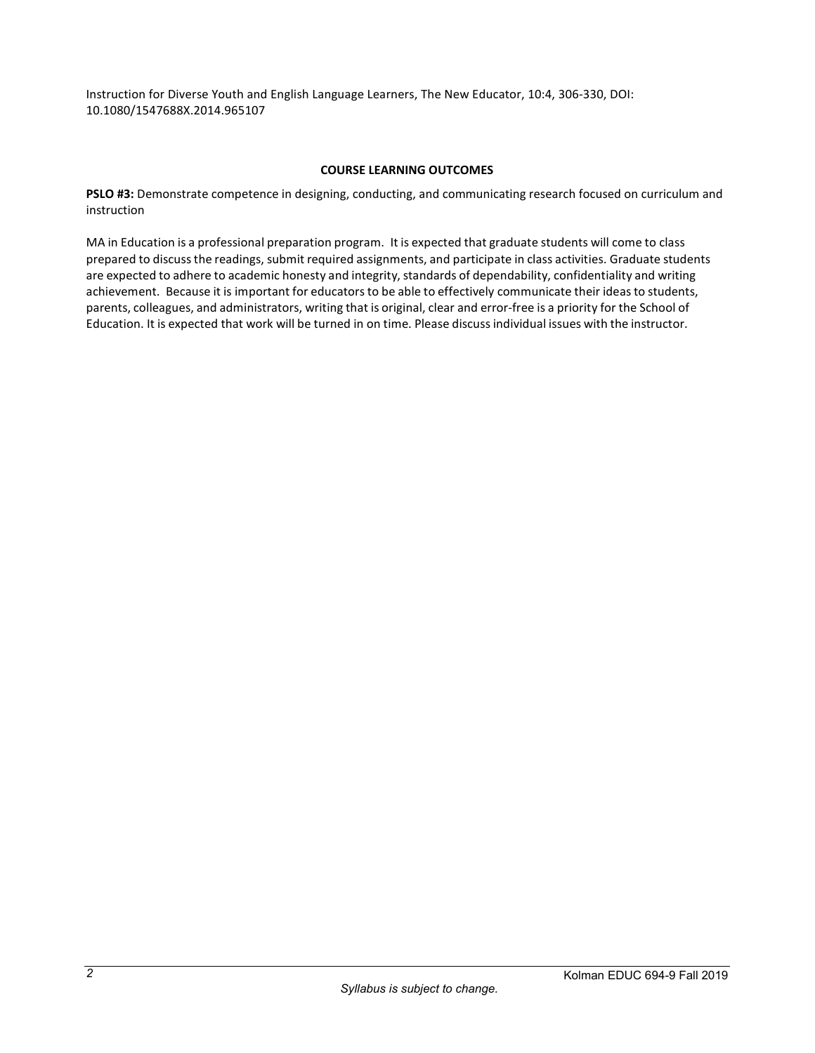Instruction for Diverse Youth and English Language Learners, The New Educator, 10:4, 306-330, DOI: 10.1080/1547688X.2014.965107

## COURSE LEARNING OUTCOMES

**PSLO #3:** Demonstrate competence in designing, conducting, and communicating research focused on curriculum and instruction

MA in Education is a professional preparation program. It is expected that graduate students will come to class prepared to discuss the readings, submit required assignments, and participate in class activities. Graduate students are expected to adhere to academic honesty and integrity, standards of dependability, confidentiality and writing achievement. Because it is important for educators to be able to effectively communicate their ideas to students, parents, colleagues, and administrators, writing that is original, clear and error-free is a priority for the School of Education. It is expected that work will be turned in on time. Please discuss individual issues with the instructor.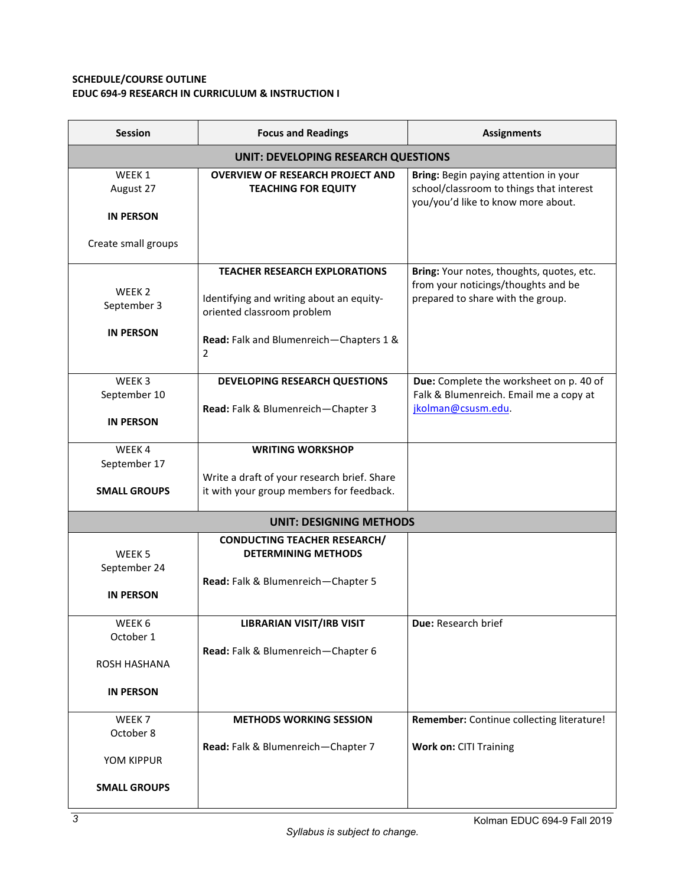**SCHEDULE/COURSE OUTLINE**
**EDUC 694-9 RESEARCH IN CURRICULUM & INSTRUCTION I**

| Session | Focus and Readings | Assignments |
|---|---|---|
| **UNIT: DEVELOPING RESEARCH QUESTIONS** | | |
| WEEK 1<br>August 27<br><br>**IN PERSON**<br><br>Create small groups | **OVERVIEW OF RESEARCH PROJECT AND TEACHING FOR EQUITY** | **Bring:** Begin paying attention in your school/classroom to things that interest you/you'd like to know more about. |
| WEEK 2<br>September 3<br><br>**IN PERSON** | **TEACHER RESEARCH EXPLORATIONS**<br><br>Identifying and writing about an equity-oriented classroom problem<br><br>**Read:** Falk and Blumenreich—Chapters 1 & 2 | **Bring:** Your notes, thoughts, quotes, etc. from your noticings/thoughts and be prepared to share with the group. |
| WEEK 3<br>September 10<br><br>**IN PERSON** | **DEVELOPING RESEARCH QUESTIONS**<br><br>**Read:** Falk & Blumenreich—Chapter 3 | **Due:** Complete the worksheet on p. 40 of Falk & Blumenreich. Email me a copy at jkolman@csusm.edu. |
| WEEK 4<br>September 17<br><br>**SMALL GROUPS** | **WRITING WORKSHOP**<br><br>Write a draft of your research brief. Share it with your group members for feedback. | |
| **UNIT: DESIGNING METHODS** | | |
| WEEK 5<br>September 24<br><br>**IN PERSON** | **CONDUCTING TEACHER RESEARCH/ DETERMINING METHODS**<br><br>**Read:** Falk & Blumenreich—Chapter 5 | |
| WEEK 6<br>October 1<br><br>ROSH HASHANA<br><br>**IN PERSON** | **LIBRARIAN VISIT/IRB VISIT**<br><br>**Read:** Falk & Blumenreich—Chapter 6 | **Due:** Research brief |
| WEEK 7<br>October 8<br><br>YOM KIPPUR<br><br>**SMALL GROUPS** | **METHODS WORKING SESSION**<br><br>**Read:** Falk & Blumenreich—Chapter 7 | **Remember:** Continue collecting literature!<br><br>**Work on:** CITI Training |

*Syllabus is subject to change.*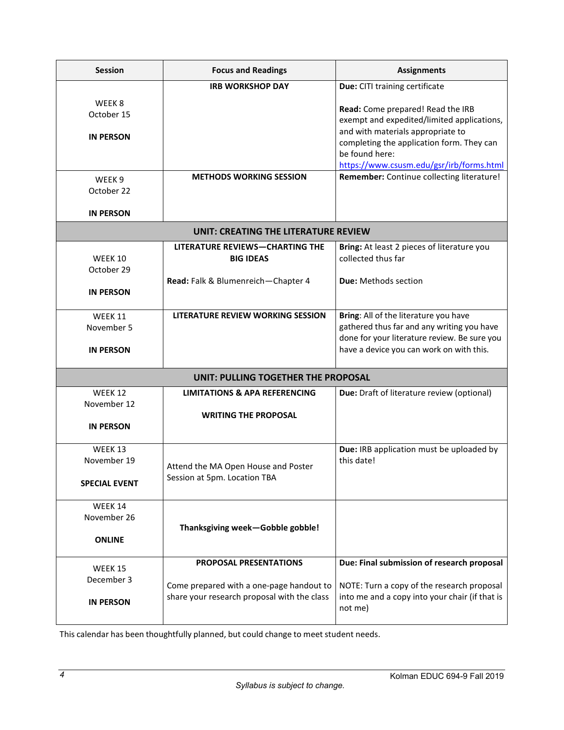| Session | Focus and Readings | Assignments |
|---|---|---|
| WEEK 8<br>October 15<br><br>**IN PERSON** | **IRB WORKSHOP DAY** | **Due:** CITI training certificate<br><br>**Read:** Come prepared! Read the IRB exempt and expedited/limited applications, and with materials appropriate to completing the application form. They can be found here: https://www.csusm.edu/gsr/irb/forms.html |
| WEEK 9<br>October 22<br><br>**IN PERSON** | **METHODS WORKING SESSION** | **Remember:** Continue collecting literature! |
| **UNIT: CREATING THE LITERATURE REVIEW** | | |
| WEEK 10<br>October 29<br><br>**IN PERSON** | **LITERATURE REVIEWS—CHARTING THE BIG IDEAS**<br><br>**Read:** Falk & Blumenreich—Chapter 4 | **Bring:** At least 2 pieces of literature you collected thus far<br><br>**Due:** Methods section |
| WEEK 11<br>November 5<br><br>**IN PERSON** | **LITERATURE REVIEW WORKING SESSION** | **Bring**: All of the literature you have gathered thus far and any writing you have done for your literature review. Be sure you have a device you can work on with this. |
| **UNIT: PULLING TOGETHER THE PROPOSAL** | | |
| WEEK 12<br>November 12<br><br>**IN PERSON** | **LIMITATIONS & APA REFERENCING**<br><br>**WRITING THE PROPOSAL** | **Due:** Draft of literature review (optional) |
| WEEK 13<br>November 19<br><br>**SPECIAL EVENT** | Attend the MA Open House and Poster Session at 5pm. Location TBA | **Due:** IRB application must be uploaded by this date! |
| WEEK 14<br>November 26<br><br>**ONLINE** | **Thanksgiving week—Gobble gobble!** | |
| WEEK 15<br>December 3<br><br>**IN PERSON** | **PROPOSAL PRESENTATIONS**<br><br>Come prepared with a one-page handout to share your research proposal with the class | **Due: Final submission of research proposal**<br><br>NOTE: Turn a copy of the research proposal into me and a copy into your chair (if that is not me) |

This calendar has been thoughtfully planned, but could change to meet student needs.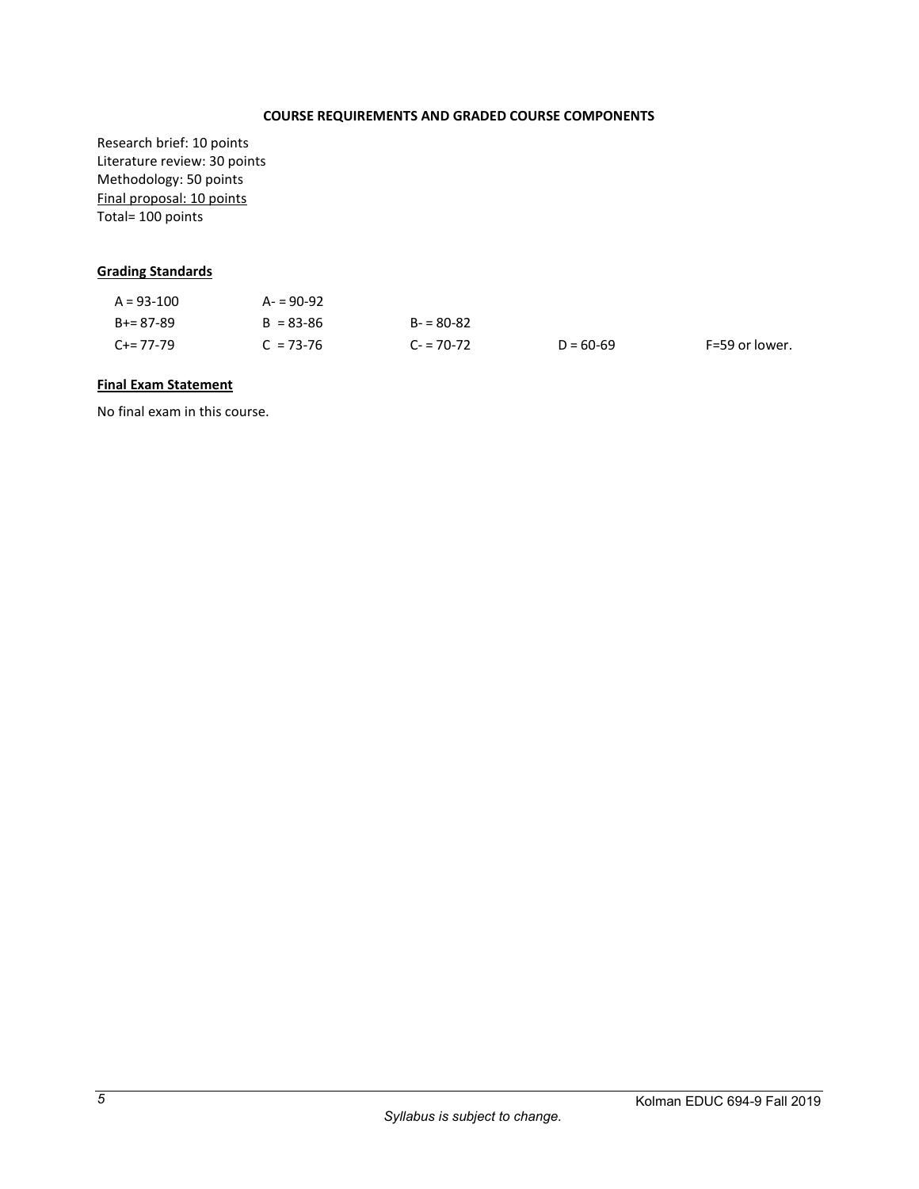### COURSE REQUIREMENTS AND GRADED COURSE COMPONENTS

Research brief: 10 points
Literature review: 30 points
Methodology: 50 points
Final proposal: 10 points
Total= 100 points

**Grading Standards**

| | | | | |
|---|---|---|---|---|
| A = 93-100 | A- = 90-92 | | | |
| B+= 87-89 | B = 83-86 | B- = 80-82 | | |
| C+= 77-79 | C = 73-76 | C- = 70-72 | D = 60-69 | F=59 or lower. |

**Final Exam Statement**

No final exam in this course.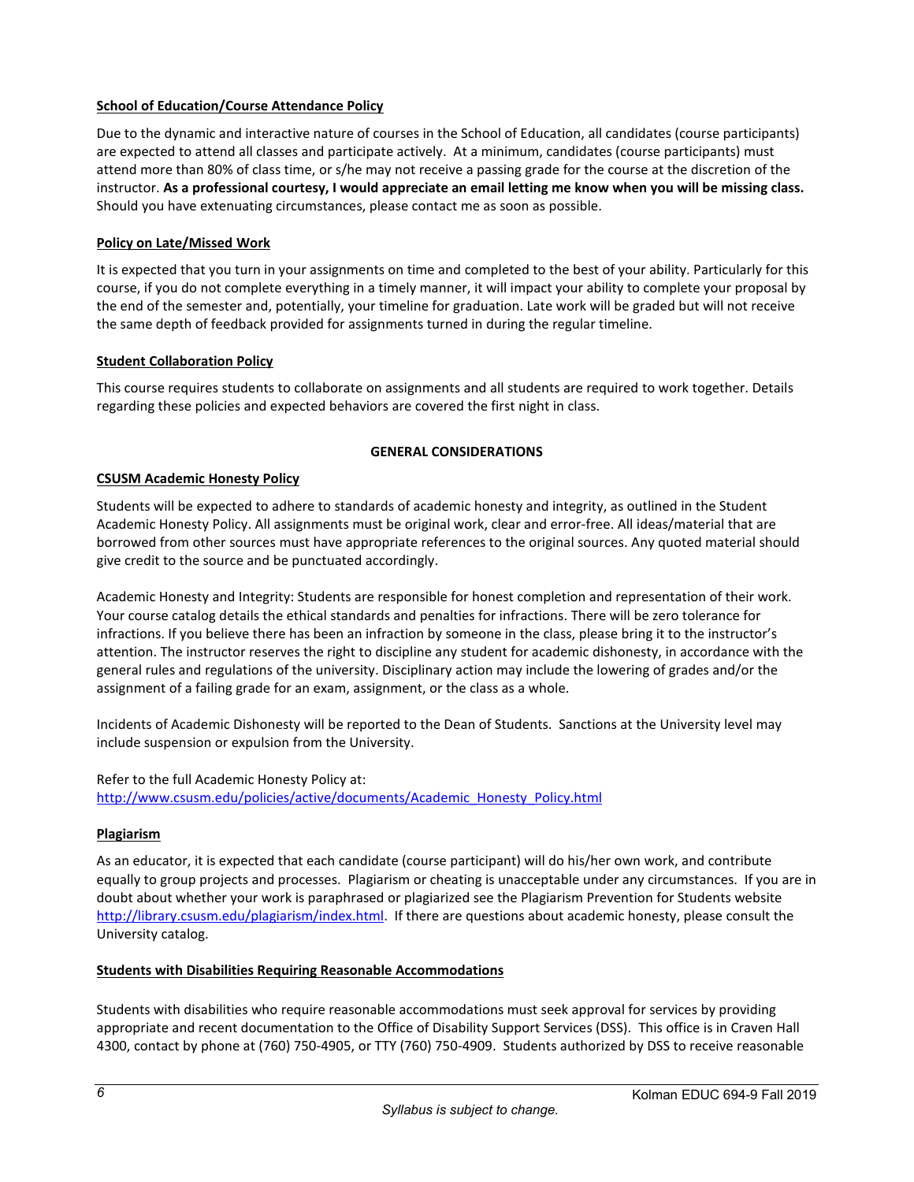**School of Education/Course Attendance Policy**

Due to the dynamic and interactive nature of courses in the School of Education, all candidates (course participants) are expected to attend all classes and participate actively. At a minimum, candidates (course participants) must attend more than 80% of class time, or s/he may not receive a passing grade for the course at the discretion of the instructor. **As a professional courtesy, I would appreciate an email letting me know when you will be missing class.** Should you have extenuating circumstances, please contact me as soon as possible.

**Policy on Late/Missed Work**

It is expected that you turn in your assignments on time and completed to the best of your ability. Particularly for this course, if you do not complete everything in a timely manner, it will impact your ability to complete your proposal by the end of the semester and, potentially, your timeline for graduation. Late work will be graded but will not receive the same depth of feedback provided for assignments turned in during the regular timeline.

**Student Collaboration Policy**

This course requires students to collaborate on assignments and all students are required to work together. Details regarding these policies and expected behaviors are covered the first night in class.

## GENERAL CONSIDERATIONS

**CSUSM Academic Honesty Policy**

Students will be expected to adhere to standards of academic honesty and integrity, as outlined in the Student Academic Honesty Policy. All assignments must be original work, clear and error-free. All ideas/material that are borrowed from other sources must have appropriate references to the original sources. Any quoted material should give credit to the source and be punctuated accordingly.

Academic Honesty and Integrity: Students are responsible for honest completion and representation of their work. Your course catalog details the ethical standards and penalties for infractions. There will be zero tolerance for infractions. If you believe there has been an infraction by someone in the class, please bring it to the instructor's attention. The instructor reserves the right to discipline any student for academic dishonesty, in accordance with the general rules and regulations of the university. Disciplinary action may include the lowering of grades and/or the assignment of a failing grade for an exam, assignment, or the class as a whole.

Incidents of Academic Dishonesty will be reported to the Dean of Students. Sanctions at the University level may include suspension or expulsion from the University.

Refer to the full Academic Honesty Policy at: http://www.csusm.edu/policies/active/documents/Academic_Honesty_Policy.html

**Plagiarism**

As an educator, it is expected that each candidate (course participant) will do his/her own work, and contribute equally to group projects and processes. Plagiarism or cheating is unacceptable under any circumstances. If you are in doubt about whether your work is paraphrased or plagiarized see the Plagiarism Prevention for Students website http://library.csusm.edu/plagiarism/index.html. If there are questions about academic honesty, please consult the University catalog.

**Students with Disabilities Requiring Reasonable Accommodations**

Students with disabilities who require reasonable accommodations must seek approval for services by providing appropriate and recent documentation to the Office of Disability Support Services (DSS). This office is in Craven Hall 4300, contact by phone at (760) 750-4905, or TTY (760) 750-4909. Students authorized by DSS to receive reasonable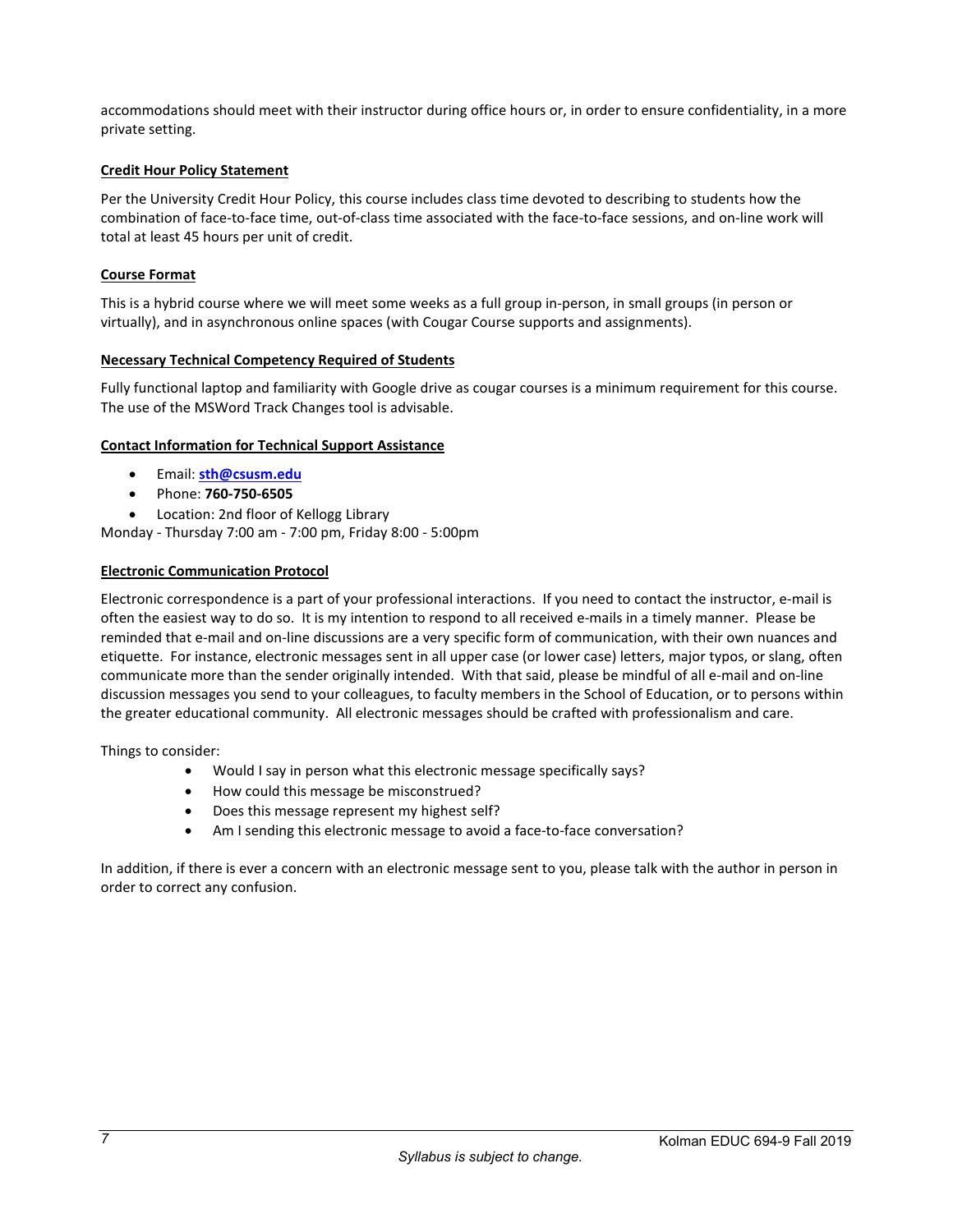accommodations should meet with their instructor during office hours or, in order to ensure confidentiality, in a more private setting.

**Credit Hour Policy Statement**

Per the University Credit Hour Policy, this course includes class time devoted to describing to students how the combination of face-to-face time, out-of-class time associated with the face-to-face sessions, and on-line work will total at least 45 hours per unit of credit.

**Course Format**

This is a hybrid course where we will meet some weeks as a full group in-person, in small groups (in person or virtually), and in asynchronous online spaces (with Cougar Course supports and assignments).

**Necessary Technical Competency Required of Students**

Fully functional laptop and familiarity with Google drive as cougar courses is a minimum requirement for this course. The use of the MSWord Track Changes tool is advisable.

**Contact Information for Technical Support Assistance**

- Email: **sth@csusm.edu**
- Phone: **760-750-6505**
- Location: 2nd floor of Kellogg Library

Monday - Thursday 7:00 am - 7:00 pm, Friday 8:00 - 5:00pm

**Electronic Communication Protocol**

Electronic correspondence is a part of your professional interactions. If you need to contact the instructor, e-mail is often the easiest way to do so. It is my intention to respond to all received e-mails in a timely manner. Please be reminded that e-mail and on-line discussions are a very specific form of communication, with their own nuances and etiquette. For instance, electronic messages sent in all upper case (or lower case) letters, major typos, or slang, often communicate more than the sender originally intended. With that said, please be mindful of all e-mail and on-line discussion messages you send to your colleagues, to faculty members in the School of Education, or to persons within the greater educational community. All electronic messages should be crafted with professionalism and care.

Things to consider:

- Would I say in person what this electronic message specifically says?
- How could this message be misconstrued?
- Does this message represent my highest self?
- Am I sending this electronic message to avoid a face-to-face conversation?

In addition, if there is ever a concern with an electronic message sent to you, please talk with the author in person in order to correct any confusion.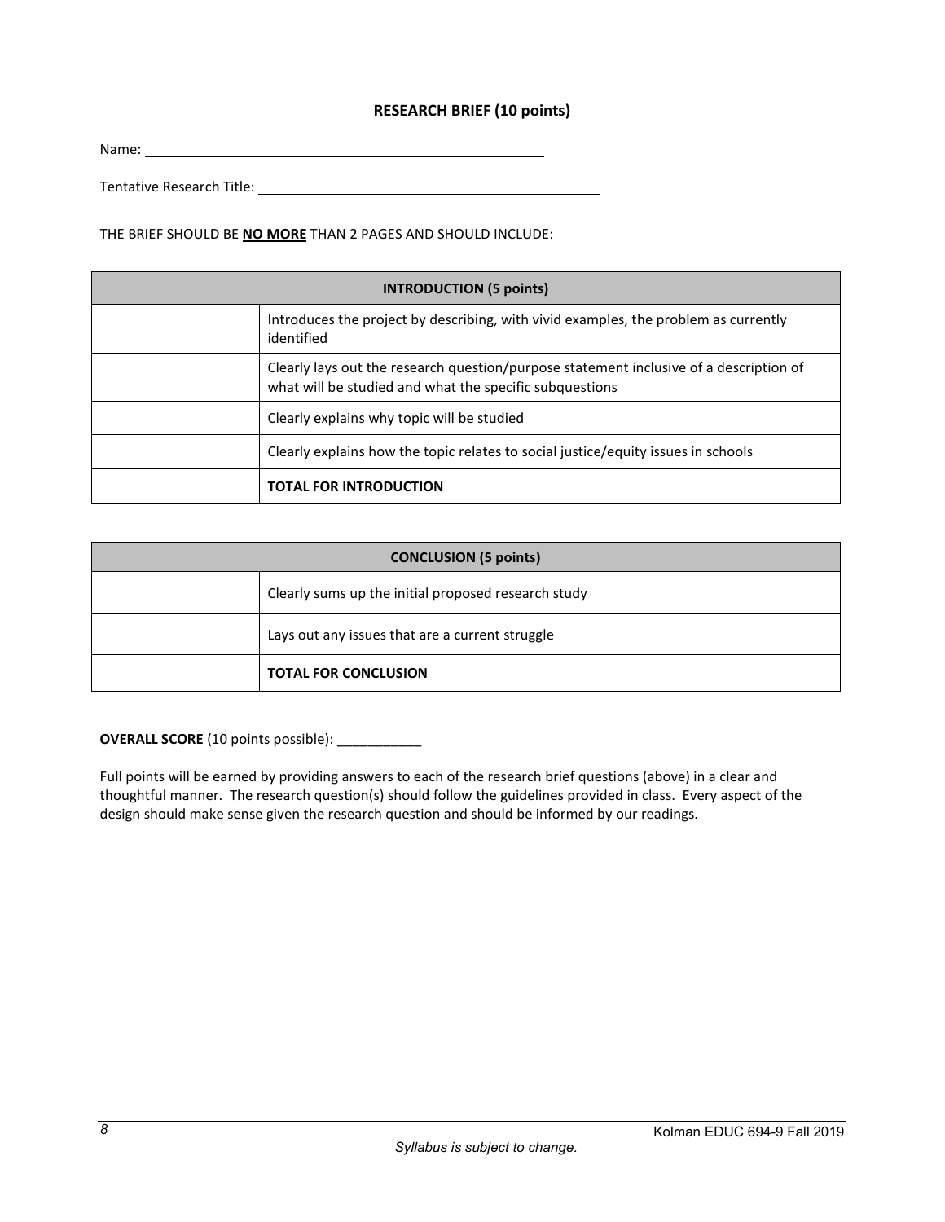## RESEARCH BRIEF (10 points)

Name: ____________________________________________

Tentative Research Title: ______________________________________

THE BRIEF SHOULD BE **NO MORE** THAN 2 PAGES AND SHOULD INCLUDE:

| **INTRODUCTION (5 points)** | |
|---|---|
| | Introduces the project by describing, with vivid examples, the problem as currently identified |
| | Clearly lays out the research question/purpose statement inclusive of a description of what will be studied and what the specific subquestions |
| | Clearly explains why topic will be studied |
| | Clearly explains how the topic relates to social justice/equity issues in schools |
| | **TOTAL FOR INTRODUCTION** |

| **CONCLUSION (5 points)** | |
|---|---|
| | Clearly sums up the initial proposed research study |
| | Lays out any issues that are a current struggle |
| | **TOTAL FOR CONCLUSION** |

**OVERALL SCORE** (10 points possible): ___________

Full points will be earned by providing answers to each of the research brief questions (above) in a clear and thoughtful manner. The research question(s) should follow the guidelines provided in class. Every aspect of the design should make sense given the research question and should be informed by our readings.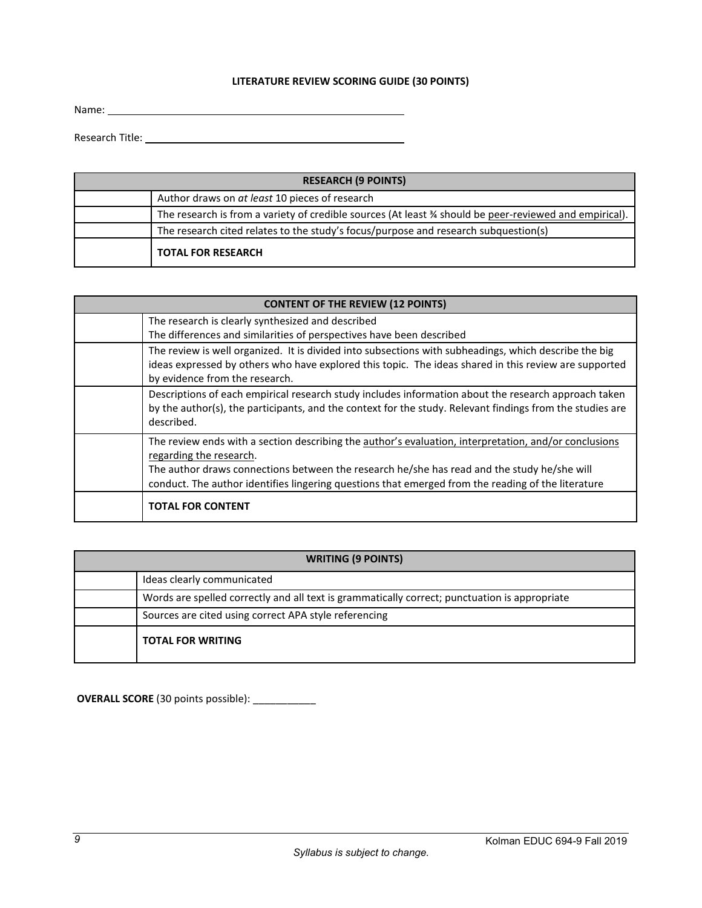# LITERATURE REVIEW SCORING GUIDE (30 POINTS)

Name: ______________________________________________

Research Title: ______________________________________________

| RESEARCH (9 POINTS) | |
|---|---|
| | Author draws on *at least* 10 pieces of research |
| | The research is from a variety of credible sources (At least ¾ should be peer-reviewed and empirical). |
| | The research cited relates to the study's focus/purpose and research subquestion(s) |
| | **TOTAL FOR RESEARCH** |

| CONTENT OF THE REVIEW (12 POINTS) | |
|---|---|
| | The research is clearly synthesized and described<br>The differences and similarities of perspectives have been described |
| | The review is well organized. It is divided into subsections with subheadings, which describe the big ideas expressed by others who have explored this topic. The ideas shared in this review are supported by evidence from the research. |
| | Descriptions of each empirical research study includes information about the research approach taken by the author(s), the participants, and the context for the study. Relevant findings from the studies are described. |
| | The review ends with a section describing the author's evaluation, interpretation, and/or conclusions regarding the research.<br>The author draws connections between the research he/she has read and the study he/she will conduct. The author identifies lingering questions that emerged from the reading of the literature |
| | **TOTAL FOR CONTENT** |

| WRITING (9 POINTS) | |
|---|---|
| | Ideas clearly communicated |
| | Words are spelled correctly and all text is grammatically correct; punctuation is appropriate |
| | Sources are cited using correct APA style referencing |
| | **TOTAL FOR WRITING** |

**OVERALL SCORE** (30 points possible): ___________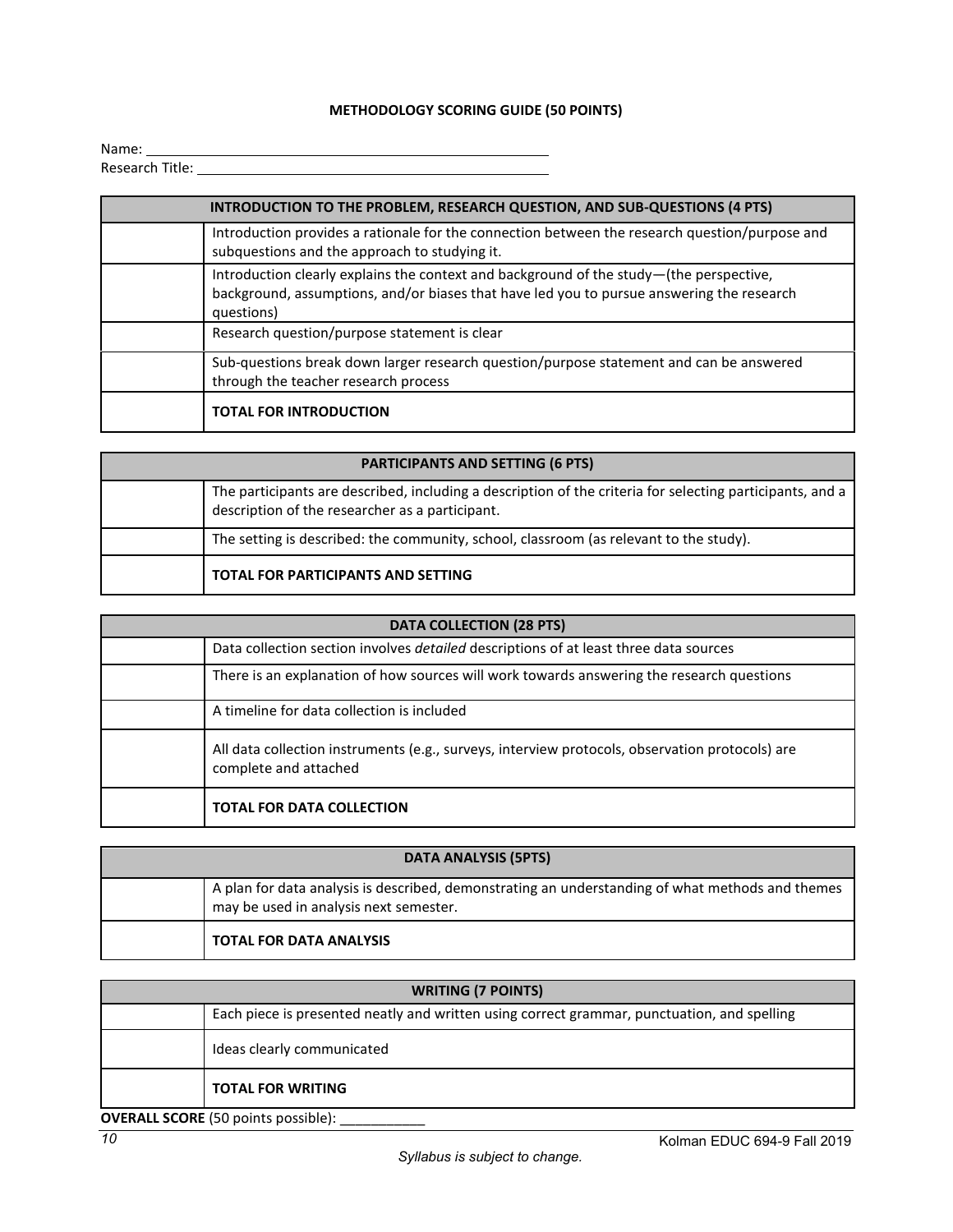### METHODOLOGY SCORING GUIDE (50 POINTS)

Name: \_\_\_\_\_\_\_\_\_\_\_\_\_\_\_\_\_\_\_\_\_\_\_\_\_\_\_\_\_\_\_\_\_\_\_\_\_\_\_\_\_\_\_\_\_\_\_\_\_\_

Research Title: \_\_\_\_\_\_\_\_\_\_\_\_\_\_\_\_\_\_\_\_\_\_\_\_\_\_\_\_\_\_\_\_\_\_\_\_\_\_\_\_\_\_\_\_

| | **INTRODUCTION TO THE PROBLEM, RESEARCH QUESTION, AND SUB-QUESTIONS (4 PTS)** |
|---|---|
| | Introduction provides a rationale for the connection between the research question/purpose and subquestions and the approach to studying it. |
| | Introduction clearly explains the context and background of the study—(the perspective, background, assumptions, and/or biases that have led you to pursue answering the research questions) |
| | Research question/purpose statement is clear |
| | Sub-questions break down larger research question/purpose statement and can be answered through the teacher research process |
| | **TOTAL FOR INTRODUCTION** |

| | **PARTICIPANTS AND SETTING (6 PTS)** |
|---|---|
| | The participants are described, including a description of the criteria for selecting participants, and a description of the researcher as a participant. |
| | The setting is described: the community, school, classroom (as relevant to the study). |
| | **TOTAL FOR PARTICIPANTS AND SETTING** |

| | **DATA COLLECTION (28 PTS)** |
|---|---|
| | Data collection section involves *detailed* descriptions of at least three data sources |
| | There is an explanation of how sources will work towards answering the research questions |
| | A timeline for data collection is included |
| | All data collection instruments (e.g., surveys, interview protocols, observation protocols) are complete and attached |
| | **TOTAL FOR DATA COLLECTION** |

| | **DATA ANALYSIS (5PTS)** |
|---|---|
| | A plan for data analysis is described, demonstrating an understanding of what methods and themes may be used in analysis next semester. |
| | **TOTAL FOR DATA ANALYSIS** |

| | **WRITING (7 POINTS)** |
|---|---|
| | Each piece is presented neatly and written using correct grammar, punctuation, and spelling |
| | Ideas clearly communicated |
| | **TOTAL FOR WRITING** |

**OVERALL SCORE** (50 points possible): \_\_\_\_\_\_\_\_\_\_\_

*Syllabus is subject to change.*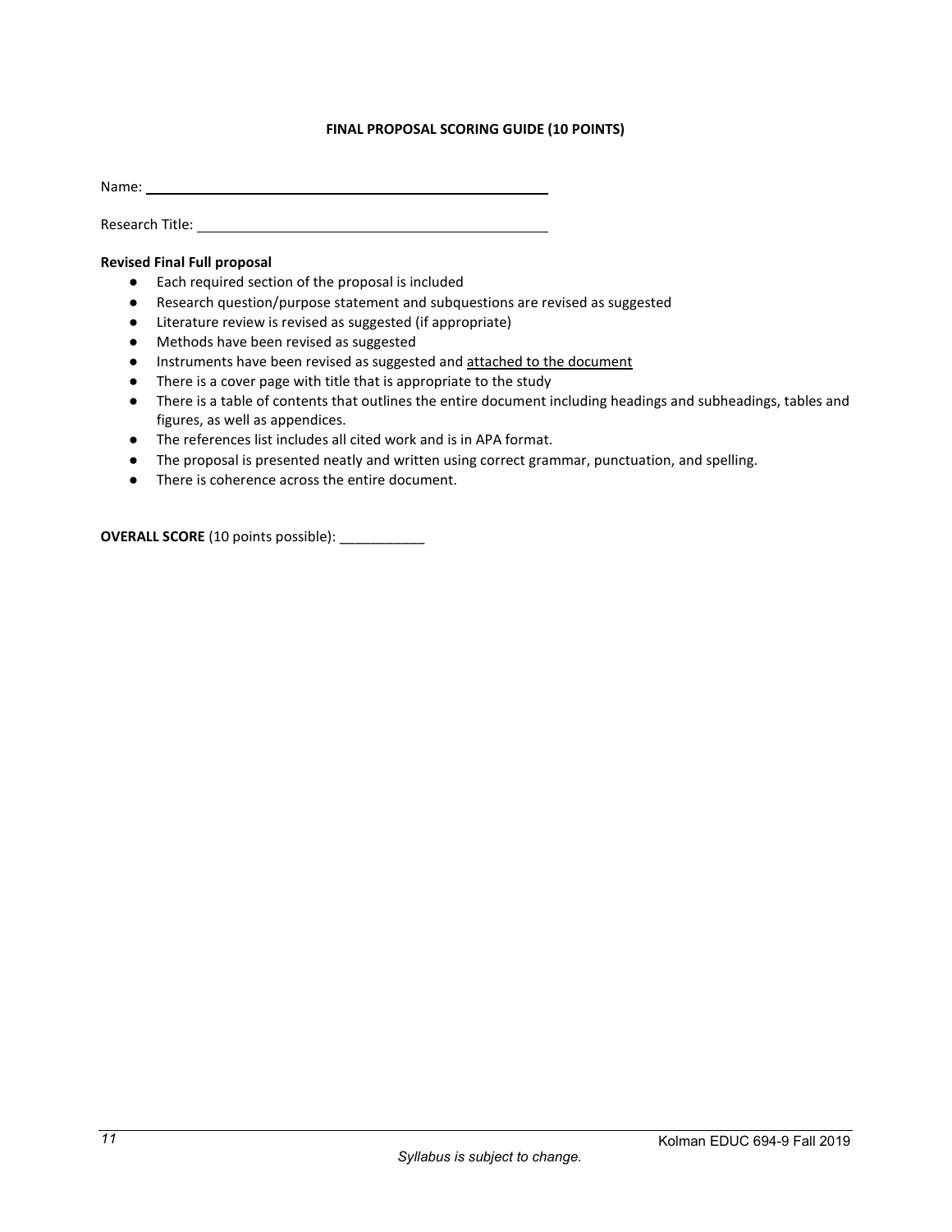**FINAL PROPOSAL SCORING GUIDE (10 POINTS)**

Name: ______________________________________________

Research Title: _________________________________________

**Revised Final Full proposal**

- Each required section of the proposal is included
- Research question/purpose statement and subquestions are revised as suggested
- Literature review is revised as suggested (if appropriate)
- Methods have been revised as suggested
- Instruments have been revised as suggested and <u>attached to the document</u>
- There is a cover page with title that is appropriate to the study
- There is a table of contents that outlines the entire document including headings and subheadings, tables and figures, as well as appendices.
- The references list includes all cited work and is in APA format.
- The proposal is presented neatly and written using correct grammar, punctuation, and spelling.
- There is coherence across the entire document.

**OVERALL SCORE** (10 points possible): ___________